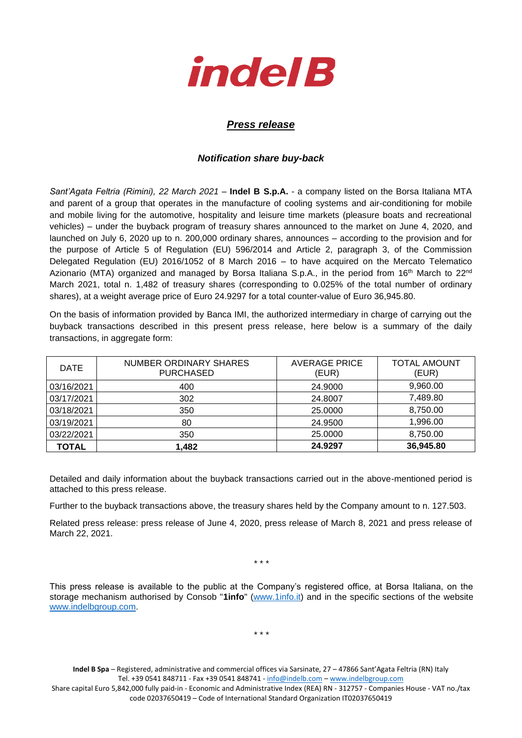# indelB

## *Press release*

### *Notification share buy-back*

*Sant'Agata Feltria (Rimini), 22 March 2021* – **Indel B S.p.A.** - a company listed on the Borsa Italiana MTA and parent of a group that operates in the manufacture of cooling systems and air-conditioning for mobile and mobile living for the automotive, hospitality and leisure time markets (pleasure boats and recreational vehicles) – under the buyback program of treasury shares announced to the market on June 4, 2020, and launched on July 6, 2020 up to n. 200,000 ordinary shares, announces – according to the provision and for the purpose of Article 5 of Regulation (EU) 596/2014 and Article 2, paragraph 3, of the Commission Delegated Regulation (EU) 2016/1052 of 8 March 2016 – to have acquired on the Mercato Telematico Azionario (MTA) organized and managed by Borsa Italiana S.p.A., in the period from 16th March to 22nd March 2021, total n. 1,482 of treasury shares (corresponding to 0.025% of the total number of ordinary shares), at a weight average price of Euro 24.9297 for a total counter-value of Euro 36,945.80.

On the basis of information provided by Banca IMI, the authorized intermediary in charge of carrying out the buyback transactions described in this present press release, here below is a summary of the daily transactions, in aggregate form:

| DATE | NUMBER ORDINARY SHARES PURCHASED | AVERAGE PRICE (EUR) | TOTAL AMOUNT (EUR) |
|---|---|---|---|
| 03/16/2021 | 400 | 24.9000 | 9,960.00 |
| 03/17/2021 | 302 | 24.8007 | 7,489.80 |
| 03/18/2021 | 350 | 25.0000 | 8,750.00 |
| 03/19/2021 | 80 | 24.9500 | 1,996.00 |
| 03/22/2021 | 350 | 25.0000 | 8,750.00 |
| **TOTAL** | **1,482** | **24.9297** | **36,945.80** |

Detailed and daily information about the buyback transactions carried out in the above-mentioned period is attached to this press release.

Further to the buyback transactions above, the treasury shares held by the Company amount to n. 127.503.

Related press release: press release of June 4, 2020, press release of March 8, 2021 and press release of March 22, 2021.

\* \* \*

This press release is available to the public at the Company's registered office, at Borsa Italiana, on the storage mechanism authorised by Consob "**1info**" (www.1info.it) and in the specific sections of the website www.indelbgroup.com.

\* \* \*

**Indel B Spa** – Registered, administrative and commercial offices via Sarsinate, 27 – 47866 Sant'Agata Feltria (RN) Italy
Tel. +39 0541 848711 - Fax +39 0541 848741 - info@indelb.com – www.indelbgroup.com
Share capital Euro 5,842,000 fully paid-in - Economic and Administrative Index (REA) RN - 312757 - Companies House - VAT no./tax code 02037650419 – Code of International Standard Organization IT02037650419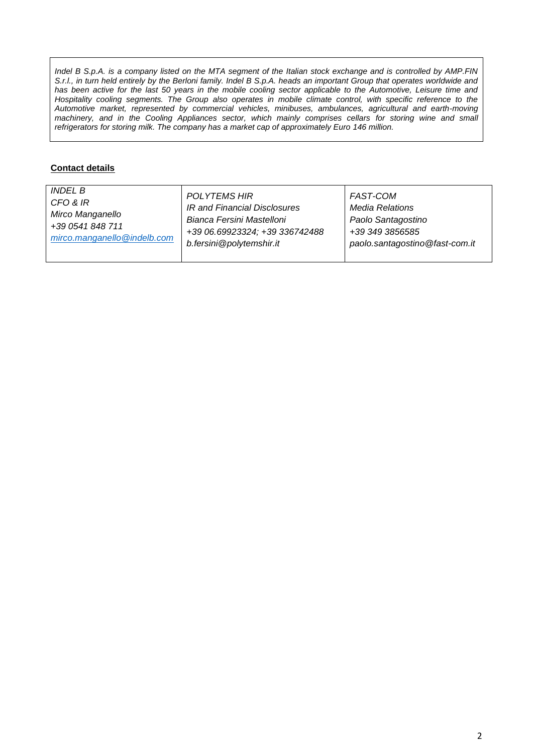*Indel B S.p.A. is a company listed on the MTA segment of the Italian stock exchange and is controlled by AMP.FIN S.r.l., in turn held entirely by the Berloni family. Indel B S.p.A. heads an important Group that operates worldwide and has been active for the last 50 years in the mobile cooling sector applicable to the Automotive, Leisure time and Hospitality cooling segments. The Group also operates in mobile climate control, with specific reference to the Automotive market, represented by commercial vehicles, minibuses, ambulances, agricultural and earth-moving machinery, and in the Cooling Appliances sector, which mainly comprises cellars for storing wine and small refrigerators for storing milk. The company has a market cap of approximately Euro 146 million.*

**Contact details**

| *INDEL B*<br>*CFO & IR*<br>*Mirco Manganello*<br>*+39 0541 848 711*<br>*mirco.manganello@indelb.com* | *POLYTEMS HIR*<br>*IR and Financial Disclosures*<br>*Bianca Fersini Mastelloni*<br>*+39 06.69923324; +39 336742488*<br>*b.fersini@polytemshir.it* | *FAST-COM*<br>*Media Relations*<br>*Paolo Santagostino*<br>*+39 349 3856585*<br>*paolo.santagostino@fast-com.it* |
|---|---|---|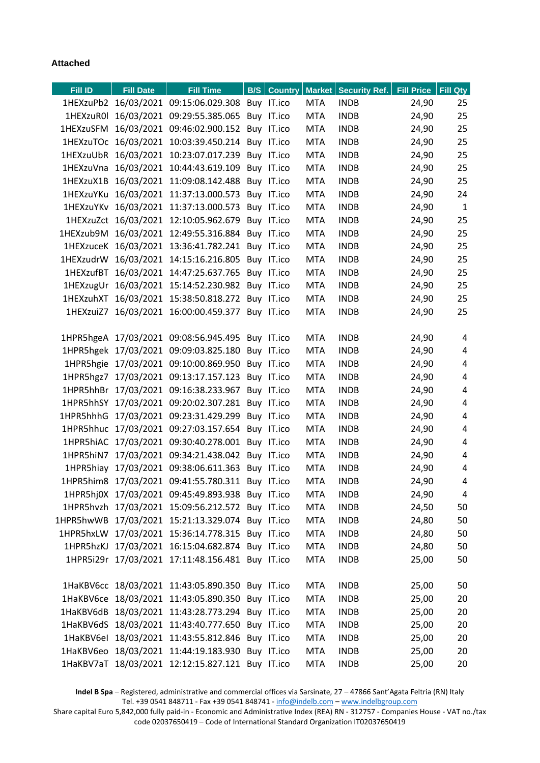**Attached**

| Fill ID | Fill Date | Fill Time | B/S | Country | Market | Security Ref. | Fill Price | Fill Qty |
|---|---|---|---|---|---|---|---|---|
| 1HEXzuPb2 | 16/03/2021 | 09:15:06.029.308 | Buy | IT.ico | MTA | INDB | 24,90 | 25 |
| 1HEXzuR0l | 16/03/2021 | 09:29:55.385.065 | Buy | IT.ico | MTA | INDB | 24,90 | 25 |
| 1HEXzuSFM | 16/03/2021 | 09:46:02.900.152 | Buy | IT.ico | MTA | INDB | 24,90 | 25 |
| 1HEXzuTOc | 16/03/2021 | 10:03:39.450.214 | Buy | IT.ico | MTA | INDB | 24,90 | 25 |
| 1HEXzuUbR | 16/03/2021 | 10:23:07.017.239 | Buy | IT.ico | MTA | INDB | 24,90 | 25 |
| 1HEXzuVna | 16/03/2021 | 10:44:43.619.109 | Buy | IT.ico | MTA | INDB | 24,90 | 25 |
| 1HEXzuX1B | 16/03/2021 | 11:09:08.142.488 | Buy | IT.ico | MTA | INDB | 24,90 | 25 |
| 1HEXzuYKu | 16/03/2021 | 11:37:13.000.573 | Buy | IT.ico | MTA | INDB | 24,90 | 24 |
| 1HEXzuYKv | 16/03/2021 | 11:37:13.000.573 | Buy | IT.ico | MTA | INDB | 24,90 | 1 |
| 1HEXzuZct | 16/03/2021 | 12:10:05.962.679 | Buy | IT.ico | MTA | INDB | 24,90 | 25 |
| 1HEXzub9M | 16/03/2021 | 12:49:55.316.884 | Buy | IT.ico | MTA | INDB | 24,90 | 25 |
| 1HEXzuceK | 16/03/2021 | 13:36:41.782.241 | Buy | IT.ico | MTA | INDB | 24,90 | 25 |
| 1HEXzudrW | 16/03/2021 | 14:15:16.216.805 | Buy | IT.ico | MTA | INDB | 24,90 | 25 |
| 1HEXzufBT | 16/03/2021 | 14:47:25.637.765 | Buy | IT.ico | MTA | INDB | 24,90 | 25 |
| 1HEXzugUr | 16/03/2021 | 15:14:52.230.982 | Buy | IT.ico | MTA | INDB | 24,90 | 25 |
| 1HEXzuhXT | 16/03/2021 | 15:38:50.818.272 | Buy | IT.ico | MTA | INDB | 24,90 | 25 |
| 1HEXzuiZ7 | 16/03/2021 | 16:00:00.459.377 | Buy | IT.ico | MTA | INDB | 24,90 | 25 |
| | | | | | | | | |
| 1HPR5hgeA | 17/03/2021 | 09:08:56.945.495 | Buy | IT.ico | MTA | INDB | 24,90 | 4 |
| 1HPR5hgek | 17/03/2021 | 09:09:03.825.180 | Buy | IT.ico | MTA | INDB | 24,90 | 4 |
| 1HPR5hgie | 17/03/2021 | 09:10:00.869.950 | Buy | IT.ico | MTA | INDB | 24,90 | 4 |
| 1HPR5hgz7 | 17/03/2021 | 09:13:17.157.123 | Buy | IT.ico | MTA | INDB | 24,90 | 4 |
| 1HPR5hhBr | 17/03/2021 | 09:16:38.233.967 | Buy | IT.ico | MTA | INDB | 24,90 | 4 |
| 1HPR5hhSY | 17/03/2021 | 09:20:02.307.281 | Buy | IT.ico | MTA | INDB | 24,90 | 4 |
| 1HPR5hhhG | 17/03/2021 | 09:23:31.429.299 | Buy | IT.ico | MTA | INDB | 24,90 | 4 |
| 1HPR5hhuc | 17/03/2021 | 09:27:03.157.654 | Buy | IT.ico | MTA | INDB | 24,90 | 4 |
| 1HPR5hiAC | 17/03/2021 | 09:30:40.278.001 | Buy | IT.ico | MTA | INDB | 24,90 | 4 |
| 1HPR5hiN7 | 17/03/2021 | 09:34:21.438.042 | Buy | IT.ico | MTA | INDB | 24,90 | 4 |
| 1HPR5hiay | 17/03/2021 | 09:38:06.611.363 | Buy | IT.ico | MTA | INDB | 24,90 | 4 |
| 1HPR5him8 | 17/03/2021 | 09:41:55.780.311 | Buy | IT.ico | MTA | INDB | 24,90 | 4 |
| 1HPR5hj0X | 17/03/2021 | 09:45:49.893.938 | Buy | IT.ico | MTA | INDB | 24,90 | 4 |
| 1HPR5hvzh | 17/03/2021 | 15:09:56.212.572 | Buy | IT.ico | MTA | INDB | 24,50 | 50 |
| 1HPR5hwWB | 17/03/2021 | 15:21:13.329.074 | Buy | IT.ico | MTA | INDB | 24,80 | 50 |
| 1HPR5hxLW | 17/03/2021 | 15:36:14.778.315 | Buy | IT.ico | MTA | INDB | 24,80 | 50 |
| 1HPR5hzKJ | 17/03/2021 | 16:15:04.682.874 | Buy | IT.ico | MTA | INDB | 24,80 | 50 |
| 1HPR5i29r | 17/03/2021 | 17:11:48.156.481 | Buy | IT.ico | MTA | INDB | 25,00 | 50 |
| | | | | | | | | |
| 1HaKBV6cc | 18/03/2021 | 11:43:05.890.350 | Buy | IT.ico | MTA | INDB | 25,00 | 50 |
| 1HaKBV6ce | 18/03/2021 | 11:43:05.890.350 | Buy | IT.ico | MTA | INDB | 25,00 | 20 |
| 1HaKBV6dB | 18/03/2021 | 11:43:28.773.294 | Buy | IT.ico | MTA | INDB | 25,00 | 20 |
| 1HaKBV6dS | 18/03/2021 | 11:43:40.777.650 | Buy | IT.ico | MTA | INDB | 25,00 | 20 |
| 1HaKBV6el | 18/03/2021 | 11:43:55.812.846 | Buy | IT.ico | MTA | INDB | 25,00 | 20 |
| 1HaKBV6eo | 18/03/2021 | 11:44:19.183.930 | Buy | IT.ico | MTA | INDB | 25,00 | 20 |
| 1HaKBV7aT | 18/03/2021 | 12:12:15.827.121 | Buy | IT.ico | MTA | INDB | 25,00 | 20 |

**Indel B Spa** – Registered, administrative and commercial offices via Sarsinate, 27 – 47866 Sant'Agata Feltria (RN) Italy
Tel. +39 0541 848711 - Fax +39 0541 848741 - info@indelb.com – www.indelbgroup.com
Share capital Euro 5,842,000 fully paid-in - Economic and Administrative Index (REA) RN - 312757 - Companies House - VAT no./tax code 02037650419 – Code of International Standard Organization IT02037650419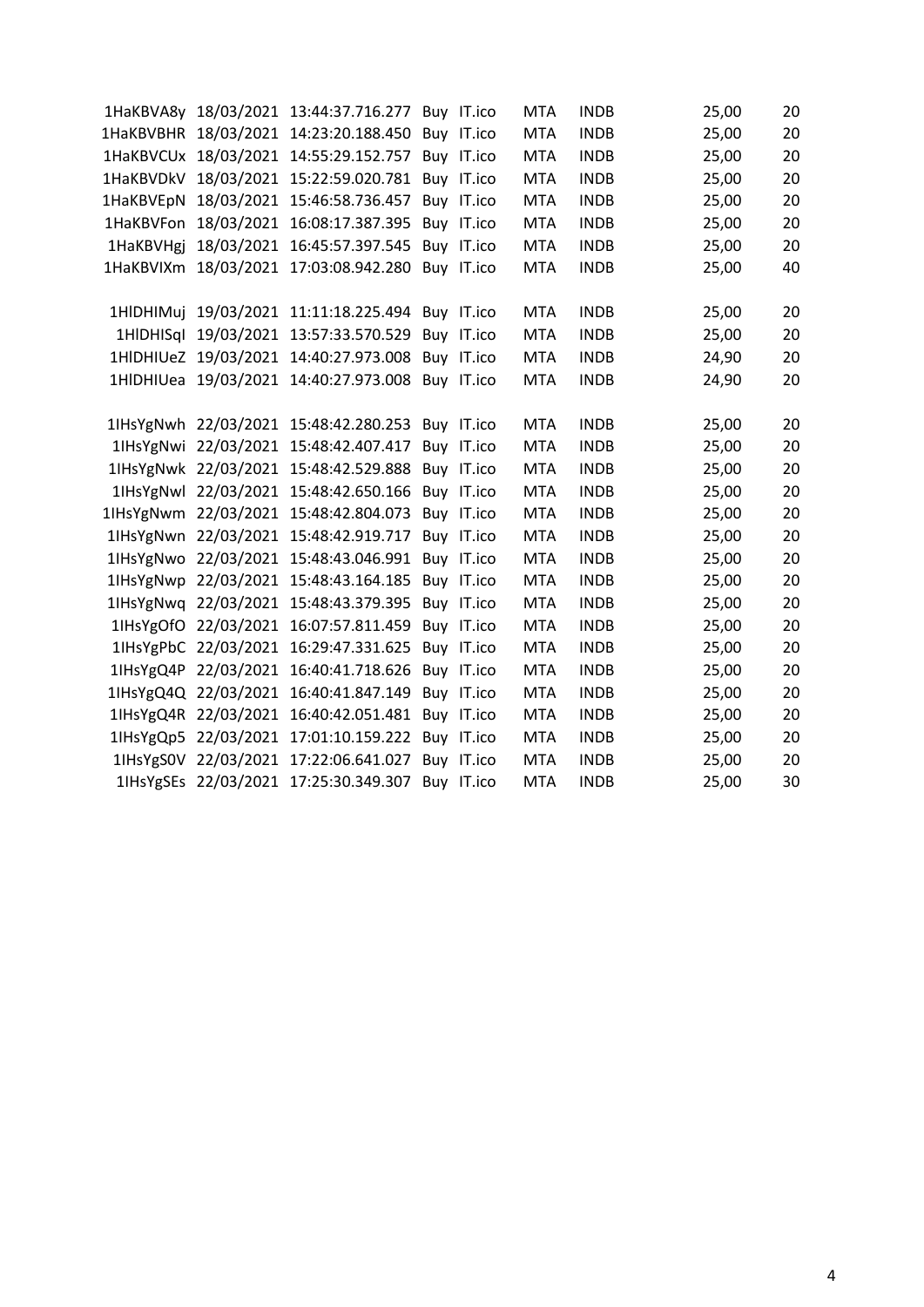| | | | | | | | | |
|---|---|---|---|---|---|---|---|---|
| 1HaKBVA8y | 18/03/2021 | 13:44:37.716.277 | Buy | IT.ico | MTA | INDB | 25,00 | 20 |
| 1HaKBVBHR | 18/03/2021 | 14:23:20.188.450 | Buy | IT.ico | MTA | INDB | 25,00 | 20 |
| 1HaKBVCUx | 18/03/2021 | 14:55:29.152.757 | Buy | IT.ico | MTA | INDB | 25,00 | 20 |
| 1HaKBVDkV | 18/03/2021 | 15:22:59.020.781 | Buy | IT.ico | MTA | INDB | 25,00 | 20 |
| 1HaKBVEpN | 18/03/2021 | 15:46:58.736.457 | Buy | IT.ico | MTA | INDB | 25,00 | 20 |
| 1HaKBVFon | 18/03/2021 | 16:08:17.387.395 | Buy | IT.ico | MTA | INDB | 25,00 | 20 |
| 1HaKBVHgj | 18/03/2021 | 16:45:57.397.545 | Buy | IT.ico | MTA | INDB | 25,00 | 20 |
| 1HaKBVIXm | 18/03/2021 | 17:03:08.942.280 | Buy | IT.ico | MTA | INDB | 25,00 | 40 |
| | | | | | | | | |
| 1HlDHIMuj | 19/03/2021 | 11:11:18.225.494 | Buy | IT.ico | MTA | INDB | 25,00 | 20 |
| 1HlDHISql | 19/03/2021 | 13:57:33.570.529 | Buy | IT.ico | MTA | INDB | 25,00 | 20 |
| 1HlDHIUeZ | 19/03/2021 | 14:40:27.973.008 | Buy | IT.ico | MTA | INDB | 24,90 | 20 |
| 1HlDHIUea | 19/03/2021 | 14:40:27.973.008 | Buy | IT.ico | MTA | INDB | 24,90 | 20 |
| | | | | | | | | |
| 1IHsYgNwh | 22/03/2021 | 15:48:42.280.253 | Buy | IT.ico | MTA | INDB | 25,00 | 20 |
| 1IHsYgNwi | 22/03/2021 | 15:48:42.407.417 | Buy | IT.ico | MTA | INDB | 25,00 | 20 |
| 1IHsYgNwk | 22/03/2021 | 15:48:42.529.888 | Buy | IT.ico | MTA | INDB | 25,00 | 20 |
| 1IHsYgNwl | 22/03/2021 | 15:48:42.650.166 | Buy | IT.ico | MTA | INDB | 25,00 | 20 |
| 1IHsYgNwm | 22/03/2021 | 15:48:42.804.073 | Buy | IT.ico | MTA | INDB | 25,00 | 20 |
| 1IHsYgNwn | 22/03/2021 | 15:48:42.919.717 | Buy | IT.ico | MTA | INDB | 25,00 | 20 |
| 1IHsYgNwo | 22/03/2021 | 15:48:43.046.991 | Buy | IT.ico | MTA | INDB | 25,00 | 20 |
| 1IHsYgNwp | 22/03/2021 | 15:48:43.164.185 | Buy | IT.ico | MTA | INDB | 25,00 | 20 |
| 1IHsYgNwq | 22/03/2021 | 15:48:43.379.395 | Buy | IT.ico | MTA | INDB | 25,00 | 20 |
| 1IHsYgOfO | 22/03/2021 | 16:07:57.811.459 | Buy | IT.ico | MTA | INDB | 25,00 | 20 |
| 1IHsYgPbC | 22/03/2021 | 16:29:47.331.625 | Buy | IT.ico | MTA | INDB | 25,00 | 20 |
| 1IHsYgQ4P | 22/03/2021 | 16:40:41.718.626 | Buy | IT.ico | MTA | INDB | 25,00 | 20 |
| 1IHsYgQ4Q | 22/03/2021 | 16:40:41.847.149 | Buy | IT.ico | MTA | INDB | 25,00 | 20 |
| 1IHsYgQ4R | 22/03/2021 | 16:40:42.051.481 | Buy | IT.ico | MTA | INDB | 25,00 | 20 |
| 1IHsYgQp5 | 22/03/2021 | 17:01:10.159.222 | Buy | IT.ico | MTA | INDB | 25,00 | 20 |
| 1IHsYgS0V | 22/03/2021 | 17:22:06.641.027 | Buy | IT.ico | MTA | INDB | 25,00 | 20 |
| 1IHsYgSEs | 22/03/2021 | 17:25:30.349.307 | Buy | IT.ico | MTA | INDB | 25,00 | 30 |